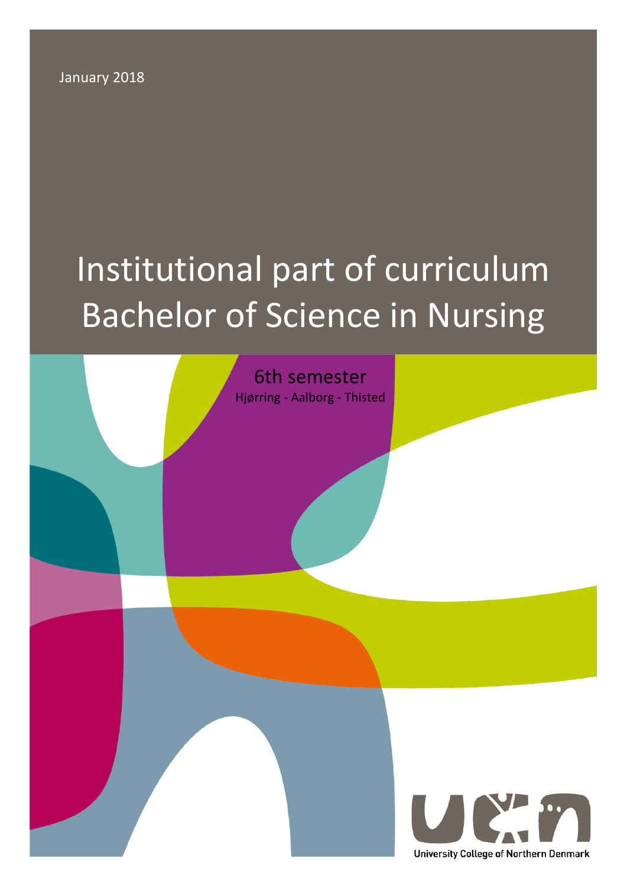January 2018

# Institutional part of curriculum Bachelor of Science in Nursing

## 6th semester

Hjørring - Aalborg - Thisted

University College of Northern Denmark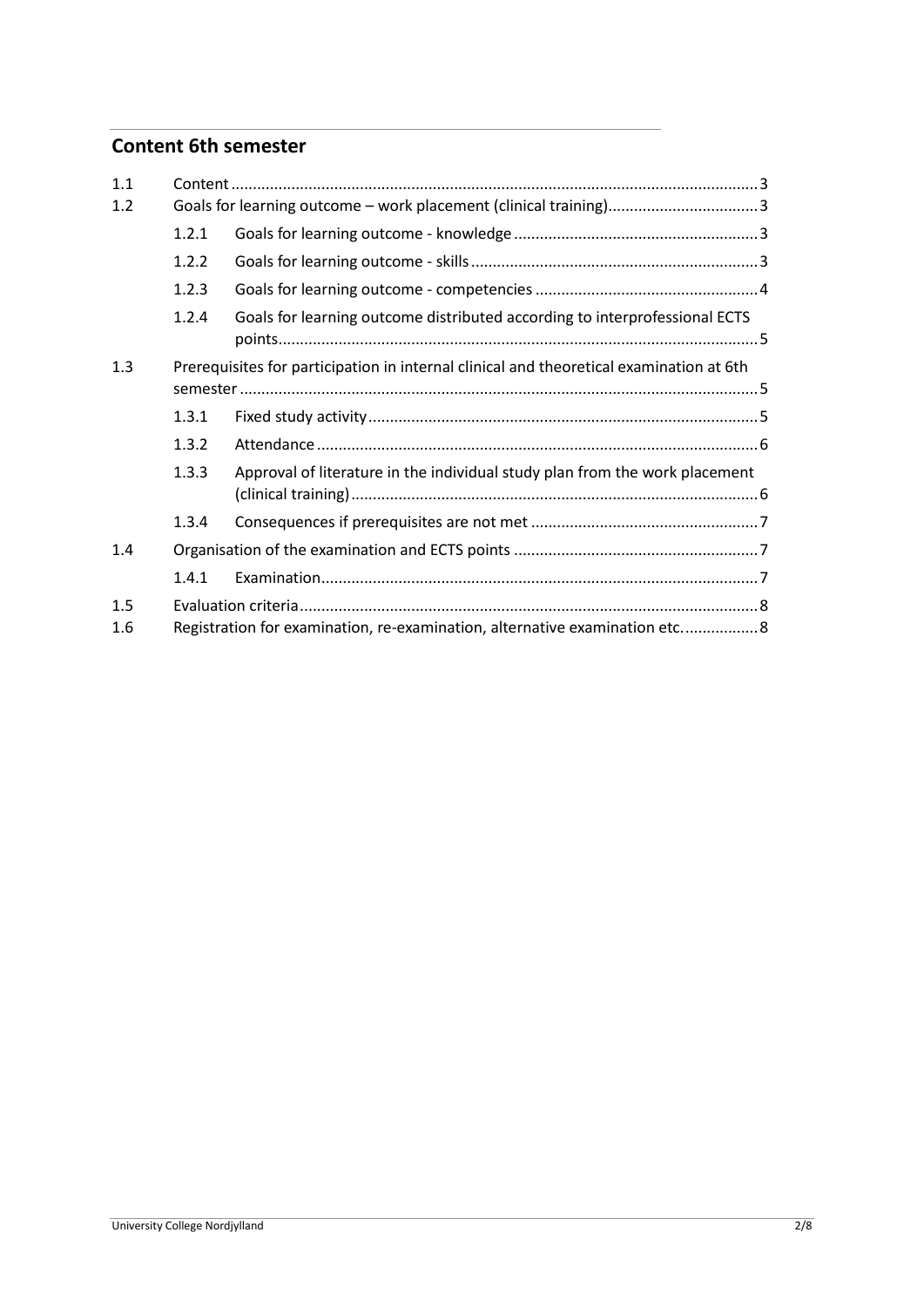## Content 6th semester

- 1.1 Content ... 3
- 1.2 Goals for learning outcome – work placement (clinical training) ... 3
  - 1.2.1 Goals for learning outcome - knowledge ... 3
  - 1.2.2 Goals for learning outcome - skills ... 3
  - 1.2.3 Goals for learning outcome - competencies ... 4
  - 1.2.4 Goals for learning outcome distributed according to interprofessional ECTS points ... 5
- 1.3 Prerequisites for participation in internal clinical and theoretical examination at 6th semester ... 5
  - 1.3.1 Fixed study activity ... 5
  - 1.3.2 Attendance ... 6
  - 1.3.3 Approval of literature in the individual study plan from the work placement (clinical training) ... 6
  - 1.3.4 Consequences if prerequisites are not met ... 7
- 1.4 Organisation of the examination and ECTS points ... 7
  - 1.4.1 Examination ... 7
- 1.5 Evaluation criteria ... 8
- 1.6 Registration for examination, re-examination, alternative examination etc. ... 8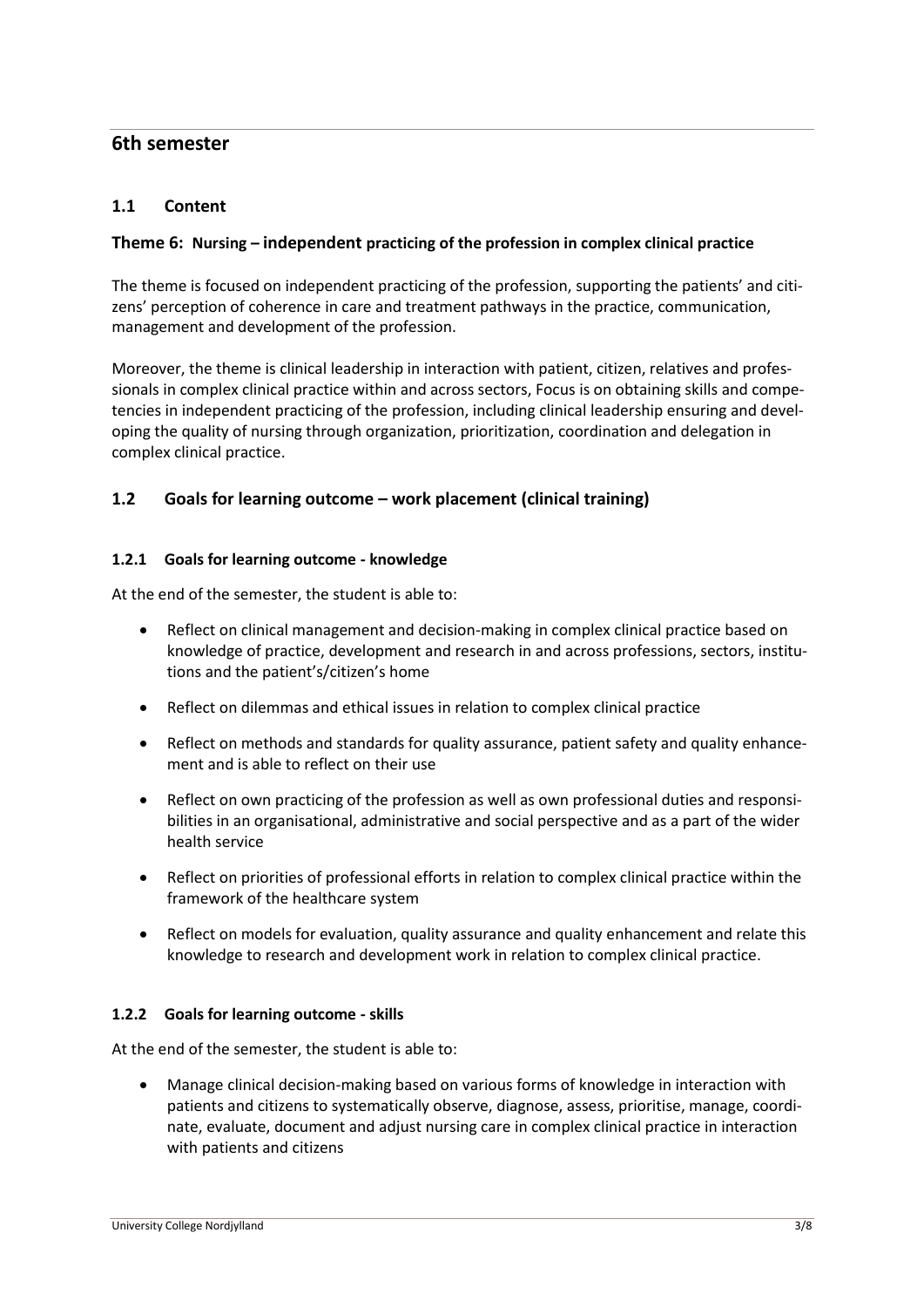# 6th semester

## 1.1 Content

### Theme 6: Nursing – independent practicing of the profession in complex clinical practice

The theme is focused on independent practicing of the profession, supporting the patients' and citizens' perception of coherence in care and treatment pathways in the practice, communication, management and development of the profession.

Moreover, the theme is clinical leadership in interaction with patient, citizen, relatives and professionals in complex clinical practice within and across sectors, Focus is on obtaining skills and competencies in independent practicing of the profession, including clinical leadership ensuring and developing the quality of nursing through organization, prioritization, coordination and delegation in complex clinical practice.

## 1.2 Goals for learning outcome – work placement (clinical training)

### 1.2.1 Goals for learning outcome - knowledge

At the end of the semester, the student is able to:

- Reflect on clinical management and decision-making in complex clinical practice based on knowledge of practice, development and research in and across professions, sectors, institutions and the patient's/citizen's home
- Reflect on dilemmas and ethical issues in relation to complex clinical practice
- Reflect on methods and standards for quality assurance, patient safety and quality enhancement and is able to reflect on their use
- Reflect on own practicing of the profession as well as own professional duties and responsibilities in an organisational, administrative and social perspective and as a part of the wider health service
- Reflect on priorities of professional efforts in relation to complex clinical practice within the framework of the healthcare system
- Reflect on models for evaluation, quality assurance and quality enhancement and relate this knowledge to research and development work in relation to complex clinical practice.

### 1.2.2 Goals for learning outcome - skills

At the end of the semester, the student is able to:

- Manage clinical decision-making based on various forms of knowledge in interaction with patients and citizens to systematically observe, diagnose, assess, prioritise, manage, coordinate, evaluate, document and adjust nursing care in complex clinical practice in interaction with patients and citizens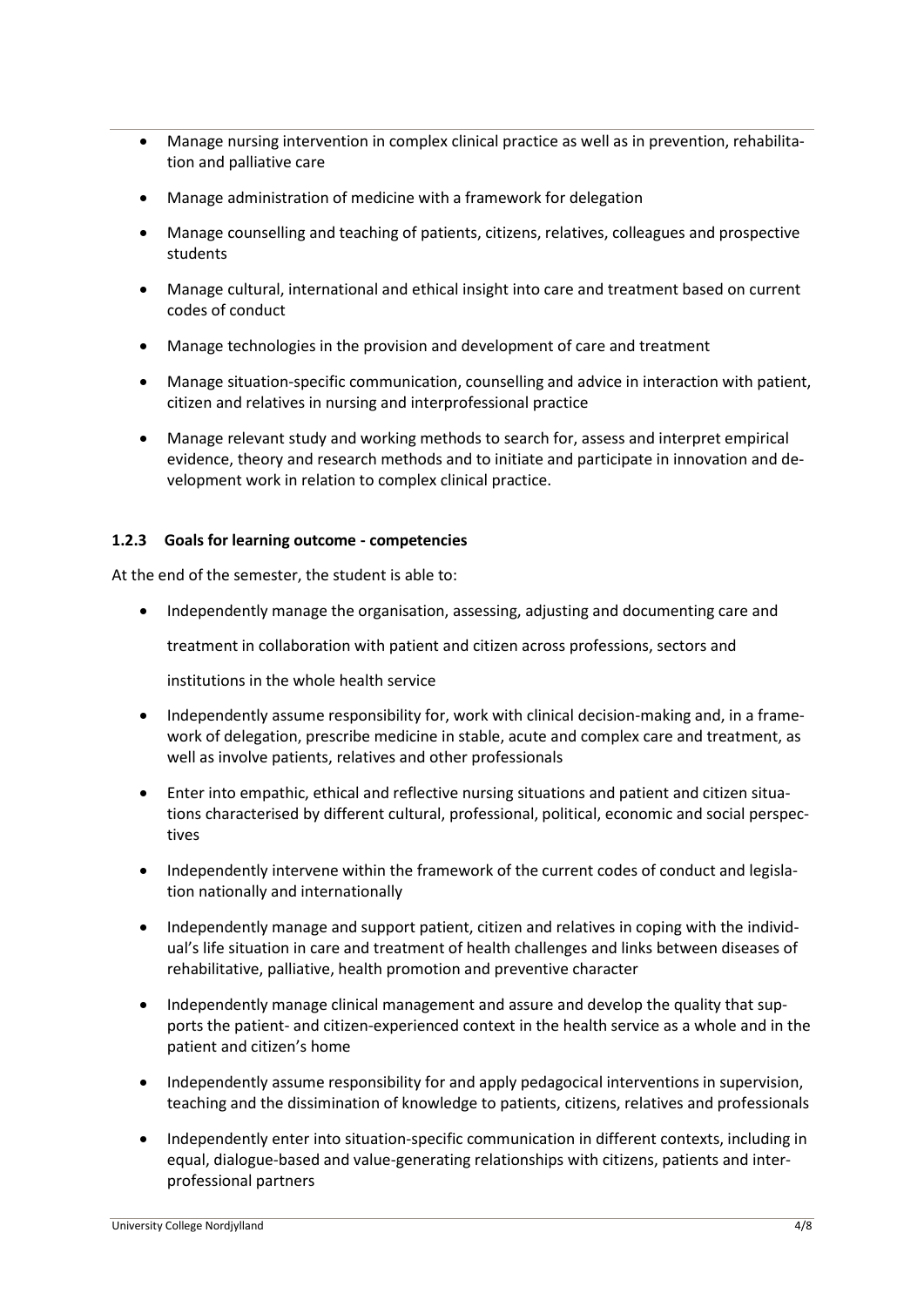- Manage nursing intervention in complex clinical practice as well as in prevention, rehabilitation and palliative care
- Manage administration of medicine with a framework for delegation
- Manage counselling and teaching of patients, citizens, relatives, colleagues and prospective students
- Manage cultural, international and ethical insight into care and treatment based on current codes of conduct
- Manage technologies in the provision and development of care and treatment
- Manage situation-specific communication, counselling and advice in interaction with patient, citizen and relatives in nursing and interprofessional practice
- Manage relevant study and working methods to search for, assess and interpret empirical evidence, theory and research methods and to initiate and participate in innovation and development work in relation to complex clinical practice.

### 1.2.3 Goals for learning outcome - competencies

At the end of the semester, the student is able to:

- Independently manage the organisation, assessing, adjusting and documenting care and treatment in collaboration with patient and citizen across professions, sectors and institutions in the whole health service
- Independently assume responsibility for, work with clinical decision-making and, in a framework of delegation, prescribe medicine in stable, acute and complex care and treatment, as well as involve patients, relatives and other professionals
- Enter into empathic, ethical and reflective nursing situations and patient and citizen situations characterised by different cultural, professional, political, economic and social perspectives
- Independently intervene within the framework of the current codes of conduct and legislation nationally and internationally
- Independently manage and support patient, citizen and relatives in coping with the individual's life situation in care and treatment of health challenges and links between diseases of rehabilitative, palliative, health promotion and preventive character
- Independently manage clinical management and assure and develop the quality that supports the patient- and citizen-experienced context in the health service as a whole and in the patient and citizen's home
- Independently assume responsibility for and apply pedagocical interventions in supervision, teaching and the dissimination of knowledge to patients, citizens, relatives and professionals
- Independently enter into situation-specific communication in different contexts, including in equal, dialogue-based and value-generating relationships with citizens, patients and interprofessional partners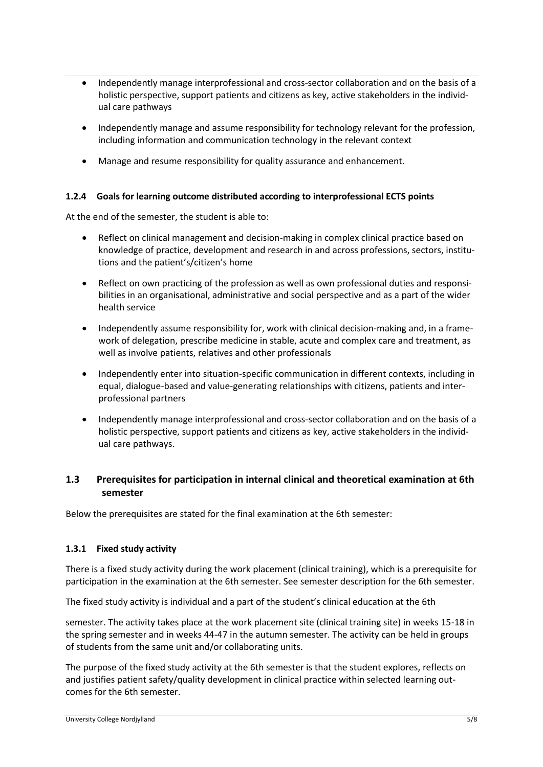- Independently manage interprofessional and cross-sector collaboration and on the basis of a holistic perspective, support patients and citizens as key, active stakeholders in the individual care pathways
- Independently manage and assume responsibility for technology relevant for the profession, including information and communication technology in the relevant context
- Manage and resume responsibility for quality assurance and enhancement.

#### 1.2.4 Goals for learning outcome distributed according to interprofessional ECTS points

At the end of the semester, the student is able to:

- Reflect on clinical management and decision-making in complex clinical practice based on knowledge of practice, development and research in and across professions, sectors, institutions and the patient's/citizen's home
- Reflect on own practicing of the profession as well as own professional duties and responsibilities in an organisational, administrative and social perspective and as a part of the wider health service
- Independently assume responsibility for, work with clinical decision-making and, in a framework of delegation, prescribe medicine in stable, acute and complex care and treatment, as well as involve patients, relatives and other professionals
- Independently enter into situation-specific communication in different contexts, including in equal, dialogue-based and value-generating relationships with citizens, patients and interprofessional partners
- Independently manage interprofessional and cross-sector collaboration and on the basis of a holistic perspective, support patients and citizens as key, active stakeholders in the individual care pathways.

### 1.3 Prerequisites for participation in internal clinical and theoretical examination at 6th semester

Below the prerequisites are stated for the final examination at the 6th semester:

#### 1.3.1 Fixed study activity

There is a fixed study activity during the work placement (clinical training), which is a prerequisite for participation in the examination at the 6th semester. See semester description for the 6th semester.

The fixed study activity is individual and a part of the student's clinical education at the 6th

semester. The activity takes place at the work placement site (clinical training site) in weeks 15-18 in the spring semester and in weeks 44-47 in the autumn semester. The activity can be held in groups of students from the same unit and/or collaborating units.

The purpose of the fixed study activity at the 6th semester is that the student explores, reflects on and justifies patient safety/quality development in clinical practice within selected learning outcomes for the 6th semester.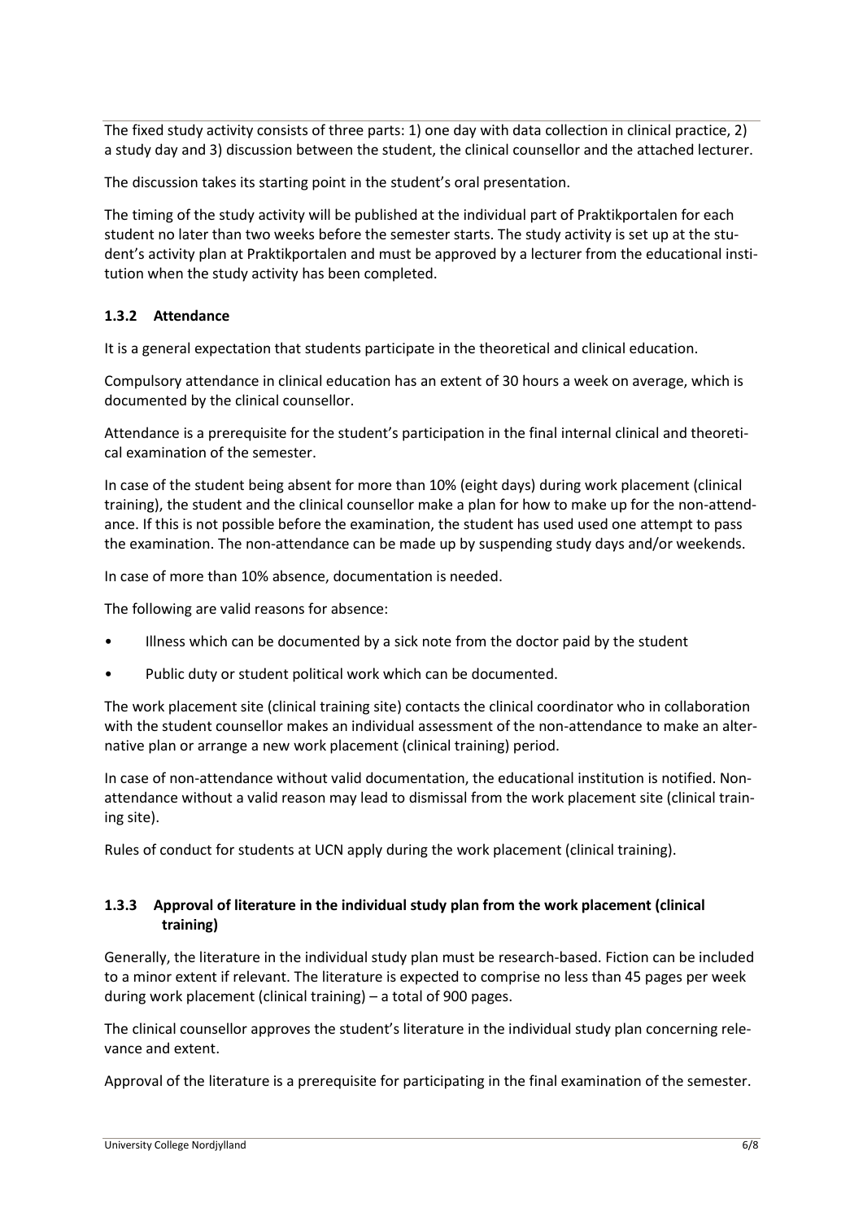The fixed study activity consists of three parts: 1) one day with data collection in clinical practice, 2) a study day and 3) discussion between the student, the clinical counsellor and the attached lecturer.

The discussion takes its starting point in the student's oral presentation.

The timing of the study activity will be published at the individual part of Praktikportalen for each student no later than two weeks before the semester starts. The study activity is set up at the student's activity plan at Praktikportalen and must be approved by a lecturer from the educational institution when the study activity has been completed.

### 1.3.2 Attendance

It is a general expectation that students participate in the theoretical and clinical education.

Compulsory attendance in clinical education has an extent of 30 hours a week on average, which is documented by the clinical counsellor.

Attendance is a prerequisite for the student's participation in the final internal clinical and theoretical examination of the semester.

In case of the student being absent for more than 10% (eight days) during work placement (clinical training), the student and the clinical counsellor make a plan for how to make up for the non-attendance. If this is not possible before the examination, the student has used used one attempt to pass the examination. The non-attendance can be made up by suspending study days and/or weekends.

In case of more than 10% absence, documentation is needed.

The following are valid reasons for absence:

- Illness which can be documented by a sick note from the doctor paid by the student
- Public duty or student political work which can be documented.

The work placement site (clinical training site) contacts the clinical coordinator who in collaboration with the student counsellor makes an individual assessment of the non-attendance to make an alternative plan or arrange a new work placement (clinical training) period.

In case of non-attendance without valid documentation, the educational institution is notified. Non-attendance without a valid reason may lead to dismissal from the work placement site (clinical training site).

Rules of conduct for students at UCN apply during the work placement (clinical training).

### 1.3.3 Approval of literature in the individual study plan from the work placement (clinical training)

Generally, the literature in the individual study plan must be research-based. Fiction can be included to a minor extent if relevant. The literature is expected to comprise no less than 45 pages per week during work placement (clinical training) – a total of 900 pages.

The clinical counsellor approves the student's literature in the individual study plan concerning relevance and extent.

Approval of the literature is a prerequisite for participating in the final examination of the semester.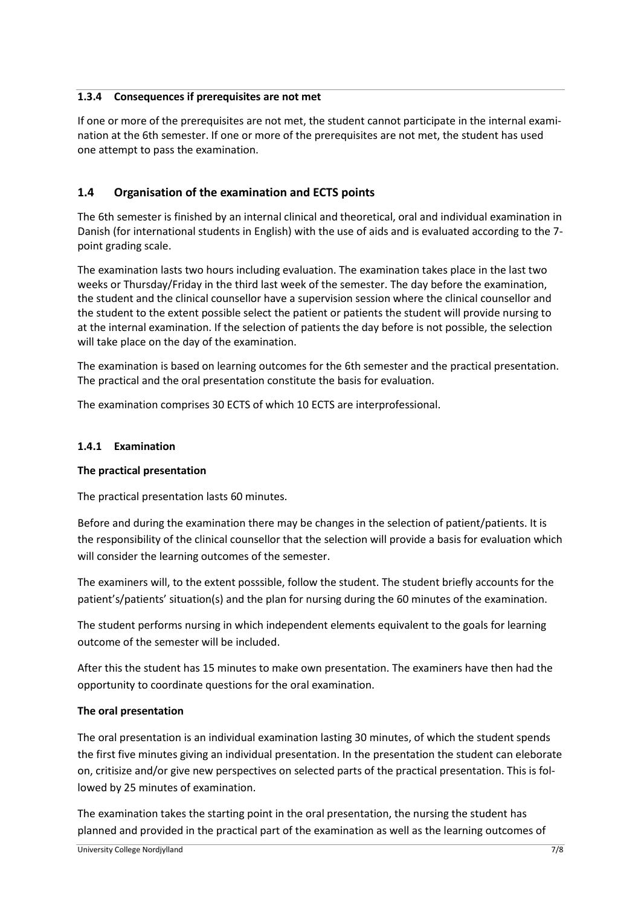### 1.3.4 Consequences if prerequisites are not met

If one or more of the prerequisites are not met, the student cannot participate in the internal examination at the 6th semester. If one or more of the prerequisites are not met, the student has used one attempt to pass the examination.

## 1.4 Organisation of the examination and ECTS points

The 6th semester is finished by an internal clinical and theoretical, oral and individual examination in Danish (for international students in English) with the use of aids and is evaluated according to the 7-point grading scale.

The examination lasts two hours including evaluation. The examination takes place in the last two weeks or Thursday/Friday in the third last week of the semester. The day before the examination, the student and the clinical counsellor have a supervision session where the clinical counsellor and the student to the extent possible select the patient or patients the student will provide nursing to at the internal examination. If the selection of patients the day before is not possible, the selection will take place on the day of the examination.

The examination is based on learning outcomes for the 6th semester and the practical presentation. The practical and the oral presentation constitute the basis for evaluation.

The examination comprises 30 ECTS of which 10 ECTS are interprofessional.

### 1.4.1 Examination

**The practical presentation**

The practical presentation lasts 60 minutes.

Before and during the examination there may be changes in the selection of patient/patients. It is the responsibility of the clinical counsellor that the selection will provide a basis for evaluation which will consider the learning outcomes of the semester.

The examiners will, to the extent posssible, follow the student. The student briefly accounts for the patient's/patients' situation(s) and the plan for nursing during the 60 minutes of the examination.

The student performs nursing in which independent elements equivalent to the goals for learning outcome of the semester will be included.

After this the student has 15 minutes to make own presentation. The examiners have then had the opportunity to coordinate questions for the oral examination.

**The oral presentation**

The oral presentation is an individual examination lasting 30 minutes, of which the student spends the first five minutes giving an individual presentation. In the presentation the student can eleborate on, critisize and/or give new perspectives on selected parts of the practical presentation. This is followed by 25 minutes of examination.

The examination takes the starting point in the oral presentation, the nursing the student has planned and provided in the practical part of the examination as well as the learning outcomes of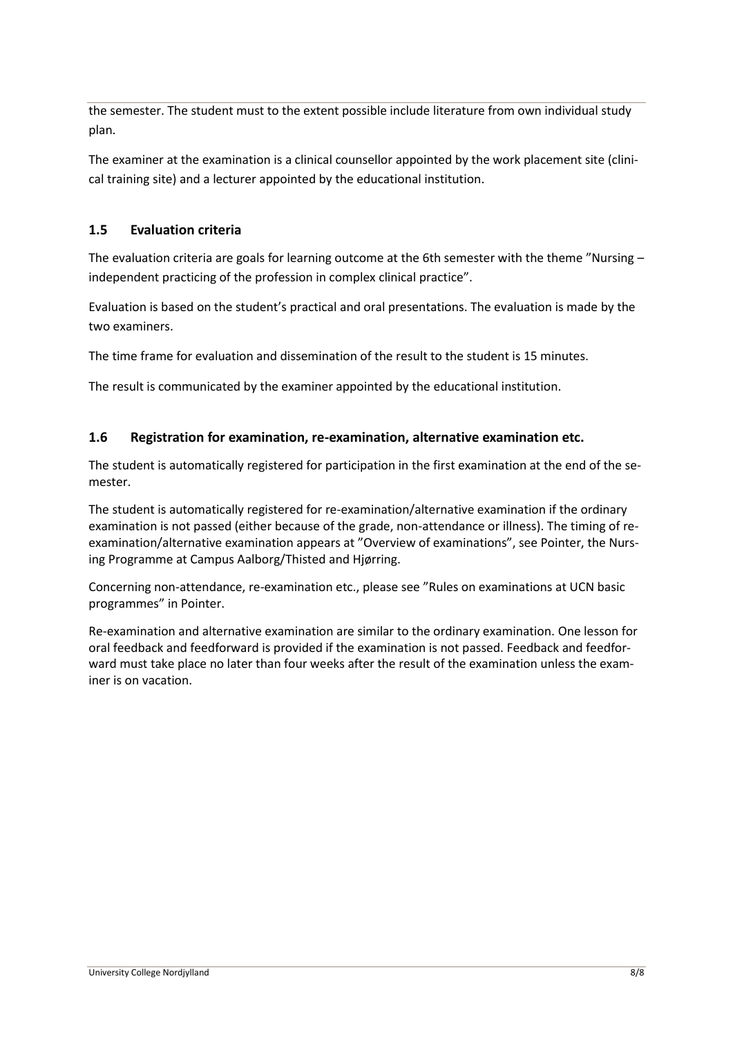the semester. The student must to the extent possible include literature from own individual study plan.

The examiner at the examination is a clinical counsellor appointed by the work placement site (clinical training site) and a lecturer appointed by the educational institution.

### 1.5 Evaluation criteria

The evaluation criteria are goals for learning outcome at the 6th semester with the theme ”Nursing – independent practicing of the profession in complex clinical practice”.

Evaluation is based on the student's practical and oral presentations. The evaluation is made by the two examiners.

The time frame for evaluation and dissemination of the result to the student is 15 minutes.

The result is communicated by the examiner appointed by the educational institution.

### 1.6 Registration for examination, re-examination, alternative examination etc.

The student is automatically registered for participation in the first examination at the end of the semester.

The student is automatically registered for re-examination/alternative examination if the ordinary examination is not passed (either because of the grade, non-attendance or illness). The timing of re-examination/alternative examination appears at ”Overview of examinations”, see Pointer, the Nursing Programme at Campus Aalborg/Thisted and Hjørring.

Concerning non-attendance, re-examination etc., please see ”Rules on examinations at UCN basic programmes” in Pointer.

Re-examination and alternative examination are similar to the ordinary examination. One lesson for oral feedback and feedforward is provided if the examination is not passed. Feedback and feedforward must take place no later than four weeks after the result of the examination unless the examiner is on vacation.